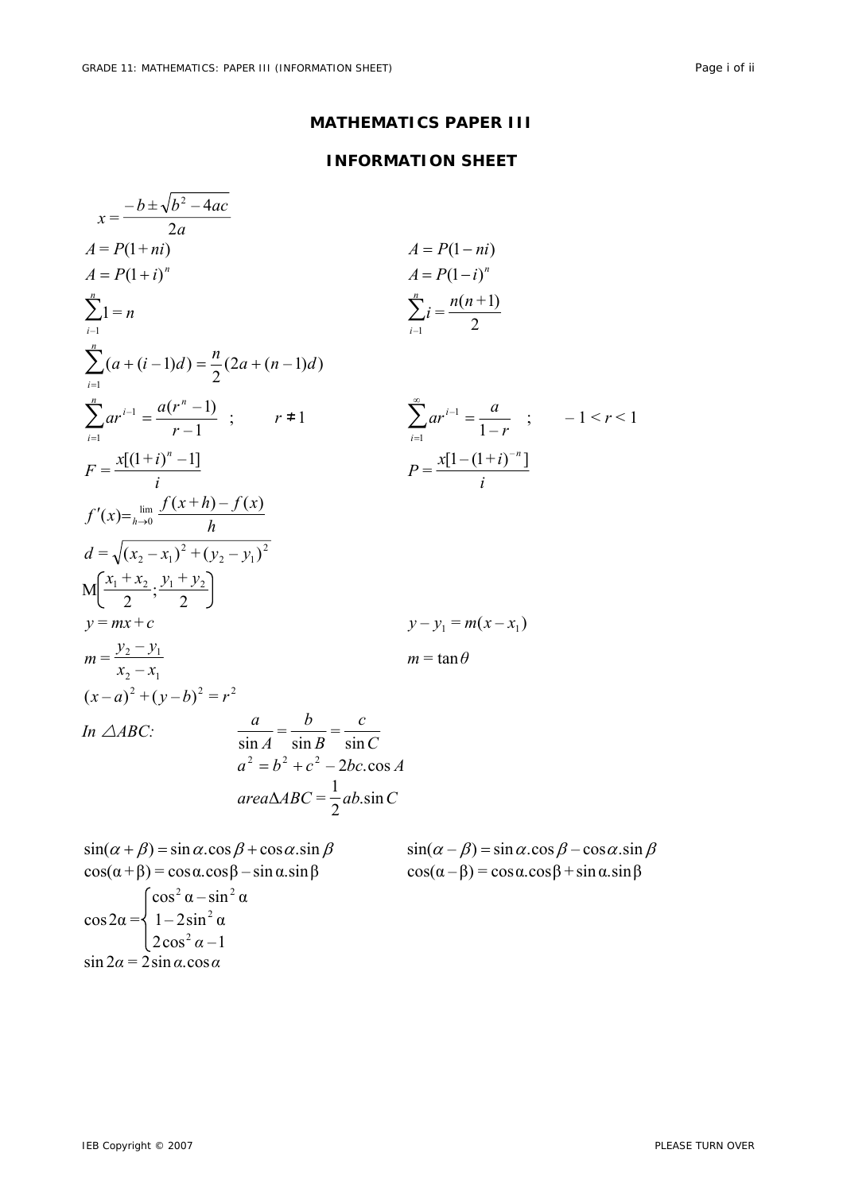# MATHEMATICS PAPER III

## INFORMATION SHEET

$$x = \frac{-b \pm \sqrt{b^2 - 4ac}}{2a}$$

$$A = P(1+ni) \qquad A = P(1-ni)$$

$$A = P(1+i)^n \qquad A = P(1-i)^n$$

$$\sum_{i=1}^{n} 1 = n \qquad \sum_{i=1}^{n} i = \frac{n(n+1)}{2}$$

$$\sum_{i=1}^{n} (a + (i-1)d) = \frac{n}{2}(2a + (n-1)d)$$

$$\sum_{i=1}^{n} ar^{i-1} = \frac{a(r^n - 1)}{r-1} \; ; \quad r \neq 1 \qquad \sum_{i=1}^{\infty} ar^{i-1} = \frac{a}{1-r} \; ; \quad -1 < r < 1$$

$$F = \frac{x[(1+i)^n - 1]}{i} \qquad P = \frac{x[1-(1+i)^{-n}]}{i}$$

$$f'(x) = \lim_{h \to 0} \frac{f(x+h) - f(x)}{h}$$

$$d = \sqrt{(x_2 - x_1)^2 + (y_2 - y_1)^2}$$

$$\mathrm{M}\left(\frac{x_1 + x_2}{2} ; \frac{y_1 + y_2}{2}\right)$$

$$y = mx + c \qquad y - y_1 = m(x - x_1)$$

$$m = \frac{y_2 - y_1}{x_2 - x_1} \qquad m = \tan\theta$$

$$(x-a)^2 + (y-b)^2 = r^2$$

*In* $\triangle ABC$:

$$\frac{a}{\sin A} = \frac{b}{\sin B} = \frac{c}{\sin C}$$

$$a^2 = b^2 + c^2 - 2bc.\cos A$$

$$area \Delta ABC = \frac{1}{2} ab.\sin C$$

$$\sin(\alpha + \beta) = \sin\alpha.\cos\beta + \cos\alpha.\sin\beta \qquad \sin(\alpha - \beta) = \sin\alpha.\cos\beta - \cos\alpha.\sin\beta$$

$$\cos(\alpha + \beta) = \cos\alpha.\cos\beta - \sin\alpha.\sin\beta \qquad \cos(\alpha - \beta) = \cos\alpha.\cos\beta + \sin\alpha.\sin\beta$$

$$\cos 2\alpha = \begin{cases} \cos^2\alpha - \sin^2\alpha \\ 1 - 2\sin^2\alpha \\ 2\cos^2\alpha - 1 \end{cases}$$

$$\sin 2\alpha = 2\sin\alpha.\cos\alpha$$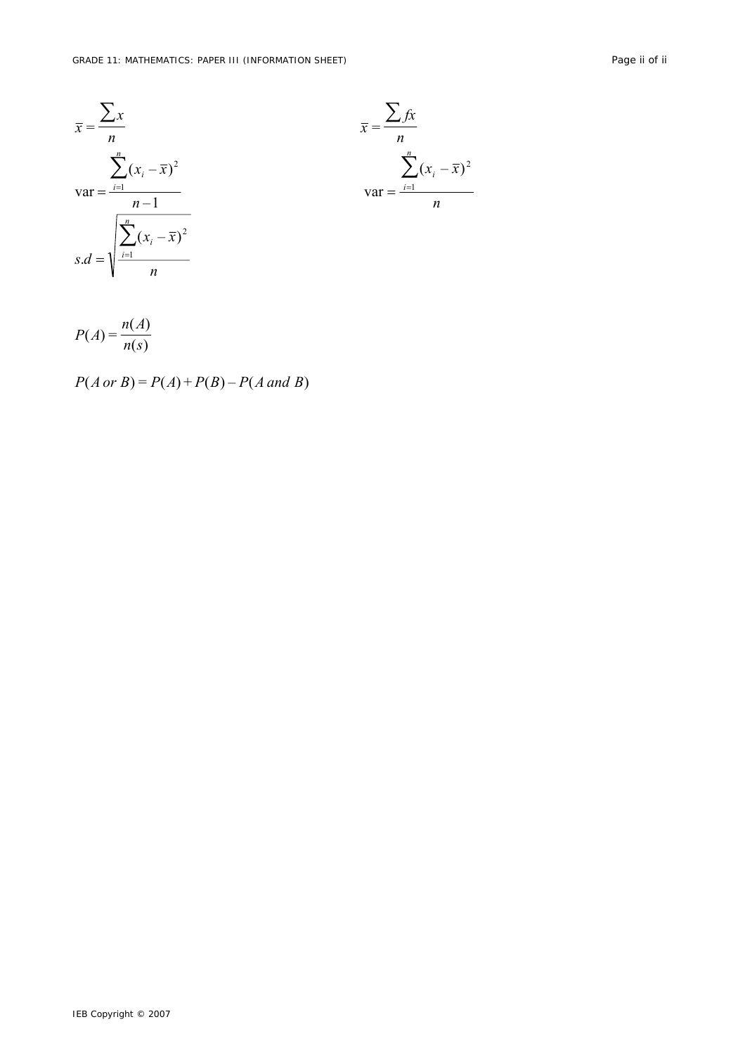$$\overline{x} = \frac{\sum x}{n}$$

$$\overline{x} = \frac{\sum fx}{n}$$

$$\text{var} = \frac{\sum_{i=1}^{n}(x_i - \overline{x})^2}{n-1}$$

$$\text{var} = \frac{\sum_{i=1}^{n}(x_i - \overline{x})^2}{n}$$

$$s.d = \sqrt{\frac{\sum_{i=1}^{n}(x_i - \overline{x})^2}{n}}$$

$$P(A) = \frac{n(A)}{n(s)}$$

$$P(A \; or \; B) = P(A) + P(B) - P(A \; and \; B)$$